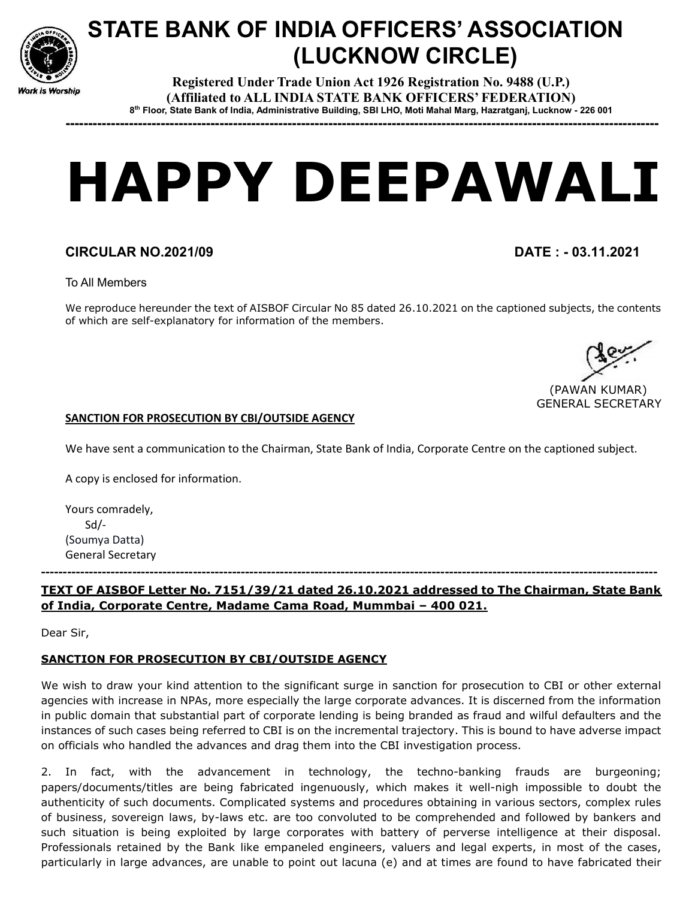# STATE BANK OF INDIA OFFICERS' ASSOCIATION (LUCKNOW CIRCLE)

Work is Worship

**Registered Under Trade Union Act 1926 Registration No. 9488 (U.P.)**
**(Affiliated to ALL INDIA STATE BANK OFFICERS' FEDERATION)**
**8th Floor, State Bank of India, Administrative Building, SBI LHO, Moti Mahal Marg, Hazratganj, Lucknow - 226 001**

---

# HAPPY DEEPAWALI

**CIRCULAR NO.2021/09** **DATE : - 03.11.2021**

To All Members

We reproduce hereunder the text of AISBOF Circular No 85 dated 26.10.2021 on the captioned subjects, the contents of which are self-explanatory for information of the members.

(PAWAN KUMAR)
GENERAL SECRETARY

**SANCTION FOR PROSECUTION BY CBI/OUTSIDE AGENCY**

We have sent a communication to the Chairman, State Bank of India, Corporate Centre on the captioned subject.

A copy is enclosed for information.

Yours comradely,
Sd/-
(Soumya Datta)
General Secretary

---

**TEXT OF AISBOF Letter No. 7151/39/21 dated 26.10.2021 addressed to The Chairman, State Bank of India, Corporate Centre, Madame Cama Road, Mummbai – 400 021.**

Dear Sir,

**SANCTION FOR PROSECUTION BY CBI/OUTSIDE AGENCY**

We wish to draw your kind attention to the significant surge in sanction for prosecution to CBI or other external agencies with increase in NPAs, more especially the large corporate advances. It is discerned from the information in public domain that substantial part of corporate lending is being branded as fraud and wilful defaulters and the instances of such cases being referred to CBI is on the incremental trajectory. This is bound to have adverse impact on officials who handled the advances and drag them into the CBI investigation process.

2. In fact, with the advancement in technology, the techno-banking frauds are burgeoning; papers/documents/titles are being fabricated ingenuously, which makes it well-nigh impossible to doubt the authenticity of such documents. Complicated systems and procedures obtaining in various sectors, complex rules of business, sovereign laws, by-laws etc. are too convoluted to be comprehended and followed by bankers and such situation is being exploited by large corporates with battery of perverse intelligence at their disposal. Professionals retained by the Bank like empaneled engineers, valuers and legal experts, in most of the cases, particularly in large advances, are unable to point out lacuna (e) and at times are found to have fabricated their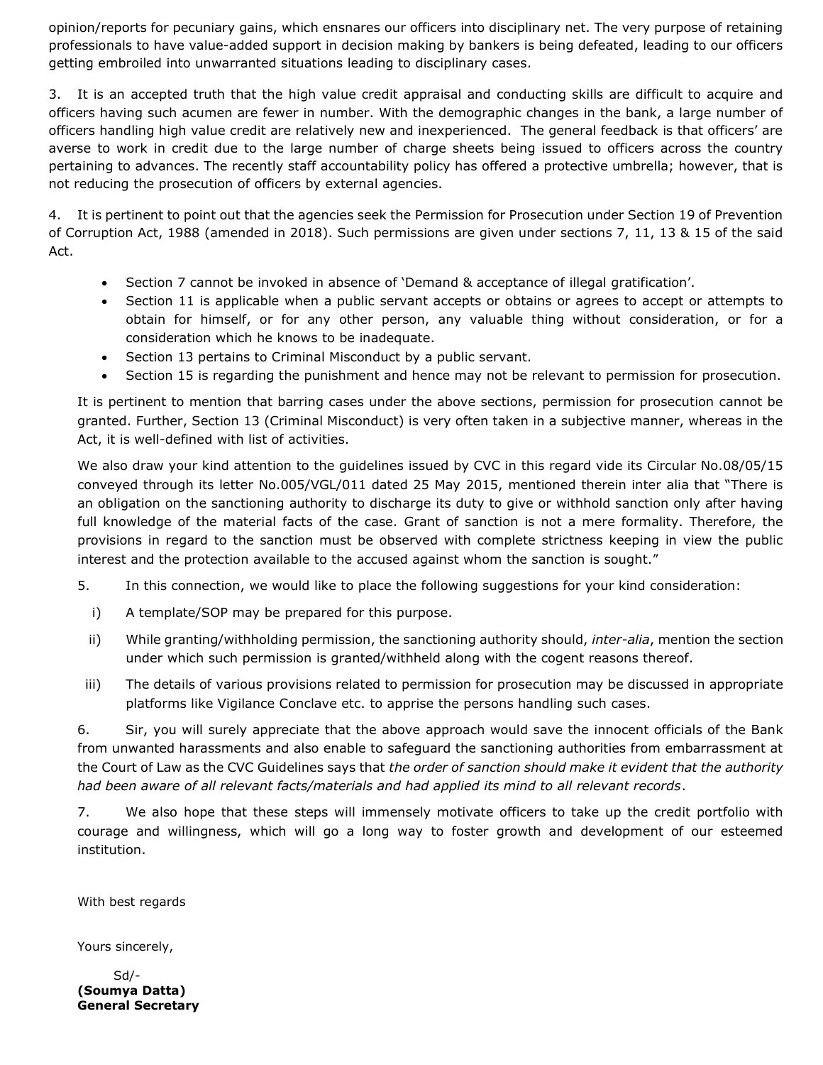opinion/reports for pecuniary gains, which ensnares our officers into disciplinary net. The very purpose of retaining professionals to have value-added support in decision making by bankers is being defeated, leading to our officers getting embroiled into unwarranted situations leading to disciplinary cases.

3. It is an accepted truth that the high value credit appraisal and conducting skills are difficult to acquire and officers having such acumen are fewer in number. With the demographic changes in the bank, a large number of officers handling high value credit are relatively new and inexperienced. The general feedback is that officers' are averse to work in credit due to the large number of charge sheets being issued to officers across the country pertaining to advances. The recently staff accountability policy has offered a protective umbrella; however, that is not reducing the prosecution of officers by external agencies.

4. It is pertinent to point out that the agencies seek the Permission for Prosecution under Section 19 of Prevention of Corruption Act, 1988 (amended in 2018). Such permissions are given under sections 7, 11, 13 & 15 of the said Act.

- Section 7 cannot be invoked in absence of 'Demand & acceptance of illegal gratification'.
- Section 11 is applicable when a public servant accepts or obtains or agrees to accept or attempts to obtain for himself, or for any other person, any valuable thing without consideration, or for a consideration which he knows to be inadequate.
- Section 13 pertains to Criminal Misconduct by a public servant.
- Section 15 is regarding the punishment and hence may not be relevant to permission for prosecution.

It is pertinent to mention that barring cases under the above sections, permission for prosecution cannot be granted. Further, Section 13 (Criminal Misconduct) is very often taken in a subjective manner, whereas in the Act, it is well-defined with list of activities.

We also draw your kind attention to the guidelines issued by CVC in this regard vide its Circular No.08/05/15 conveyed through its letter No.005/VGL/011 dated 25 May 2015, mentioned therein inter alia that "There is an obligation on the sanctioning authority to discharge its duty to give or withhold sanction only after having full knowledge of the material facts of the case. Grant of sanction is not a mere formality. Therefore, the provisions in regard to the sanction must be observed with complete strictness keeping in view the public interest and the protection available to the accused against whom the sanction is sought."

5. In this connection, we would like to place the following suggestions for your kind consideration:

i) A template/SOP may be prepared for this purpose.

ii) While granting/withholding permission, the sanctioning authority should, *inter-alia*, mention the section under which such permission is granted/withheld along with the cogent reasons thereof.

iii) The details of various provisions related to permission for prosecution may be discussed in appropriate platforms like Vigilance Conclave etc. to apprise the persons handling such cases.

6. Sir, you will surely appreciate that the above approach would save the innocent officials of the Bank from unwanted harassments and also enable to safeguard the sanctioning authorities from embarrassment at the Court of Law as the CVC Guidelines says that *the order of sanction should make it evident that the authority had been aware of all relevant facts/materials and had applied its mind to all relevant records*.

7. We also hope that these steps will immensely motivate officers to take up the credit portfolio with courage and willingness, which will go a long way to foster growth and development of our esteemed institution.

With best regards

Yours sincerely,

Sd/-
**(Soumya Datta)**
**General Secretary**